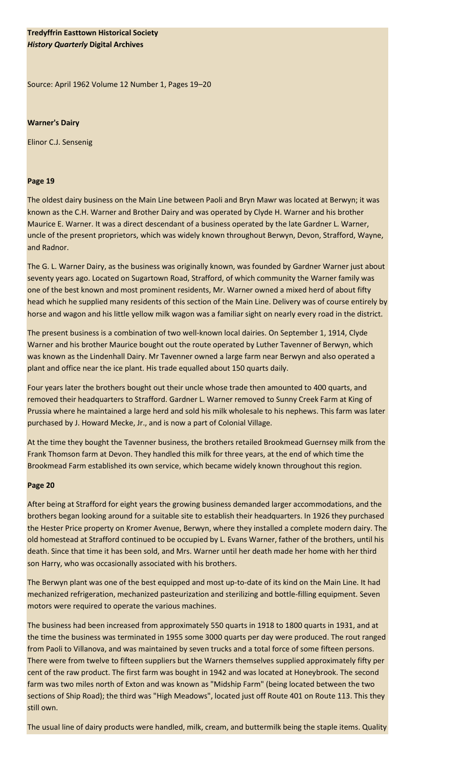**Tredyffrin Easttown Historical Society**
***History Quarterly* Digital Archives**

Source: April 1962 Volume 12 Number 1, Pages 19–20

**Warner's Dairy**

Elinor C.J. Sensenig

**Page 19**

The oldest dairy business on the Main Line between Paoli and Bryn Mawr was located at Berwyn; it was known as the C.H. Warner and Brother Dairy and was operated by Clyde H. Warner and his brother Maurice E. Warner. It was a direct descendant of a business operated by the late Gardner L. Warner, uncle of the present proprietors, which was widely known throughout Berwyn, Devon, Strafford, Wayne, and Radnor.

The G. L. Warner Dairy, as the business was originally known, was founded by Gardner Warner just about seventy years ago. Located on Sugartown Road, Strafford, of which community the Warner family was one of the best known and most prominent residents, Mr. Warner owned a mixed herd of about fifty head which he supplied many residents of this section of the Main Line. Delivery was of course entirely by horse and wagon and his little yellow milk wagon was a familiar sight on nearly every road in the district.

The present business is a combination of two well-known local dairies. On September 1, 1914, Clyde Warner and his brother Maurice bought out the route operated by Luther Tavenner of Berwyn, which was known as the Lindenhall Dairy. Mr Tavenner owned a large farm near Berwyn and also operated a plant and office near the ice plant. His trade equalled about 150 quarts daily.

Four years later the brothers bought out their uncle whose trade then amounted to 400 quarts, and removed their headquarters to Strafford. Gardner L. Warner removed to Sunny Creek Farm at King of Prussia where he maintained a large herd and sold his milk wholesale to his nephews. This farm was later purchased by J. Howard Mecke, Jr., and is now a part of Colonial Village.

At the time they bought the Tavenner business, the brothers retailed Brookmead Guernsey milk from the Frank Thomson farm at Devon. They handled this milk for three years, at the end of which time the Brookmead Farm established its own service, which became widely known throughout this region.

**Page 20**

After being at Strafford for eight years the growing business demanded larger accommodations, and the brothers began looking around for a suitable site to establish their headquarters. In 1926 they purchased the Hester Price property on Kromer Avenue, Berwyn, where they installed a complete modern dairy. The old homestead at Strafford continued to be occupied by L. Evans Warner, father of the brothers, until his death. Since that time it has been sold, and Mrs. Warner until her death made her home with her third son Harry, who was occasionally associated with his brothers.

The Berwyn plant was one of the best equipped and most up-to-date of its kind on the Main Line. It had mechanized refrigeration, mechanized pasteurization and sterilizing and bottle-filling equipment. Seven motors were required to operate the various machines.

The business had been increased from approximately 550 quarts in 1918 to 1800 quarts in 1931, and at the time the business was terminated in 1955 some 3000 quarts per day were produced. The rout ranged from Paoli to Villanova, and was maintained by seven trucks and a total force of some fifteen persons. There were from twelve to fifteen suppliers but the Warners themselves supplied approximately fifty per cent of the raw product. The first farm was bought in 1942 and was located at Honeybrook. The second farm was two miles north of Exton and was known as "Midship Farm" (being located between the two sections of Ship Road); the third was "High Meadows", located just off Route 401 on Route 113. This they still own.

The usual line of dairy products were handled, milk, cream, and buttermilk being the staple items. Quality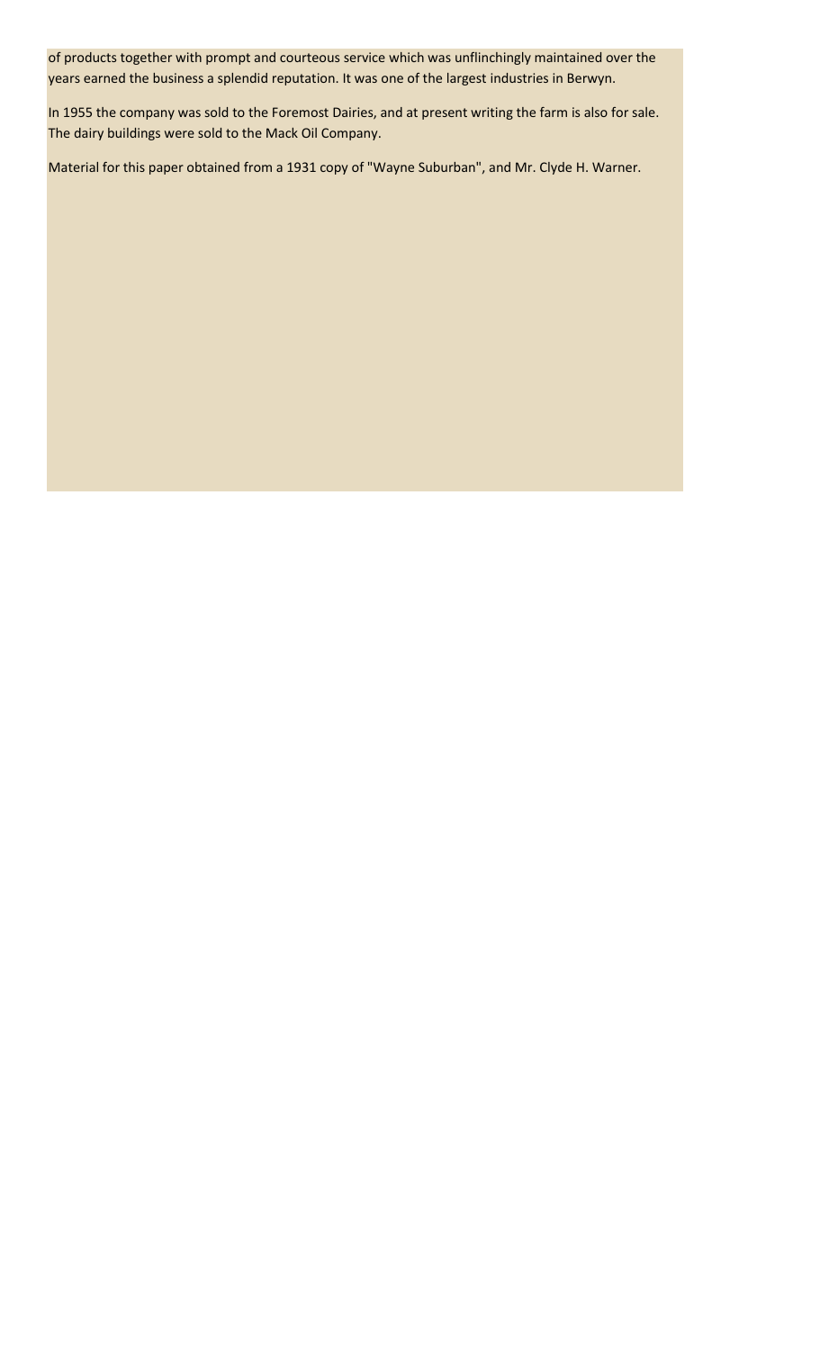of products together with prompt and courteous service which was unflinchingly maintained over the years earned the business a splendid reputation. It was one of the largest industries in Berwyn.

In 1955 the company was sold to the Foremost Dairies, and at present writing the farm is also for sale. The dairy buildings were sold to the Mack Oil Company.

Material for this paper obtained from a 1931 copy of "Wayne Suburban", and Mr. Clyde H. Warner.